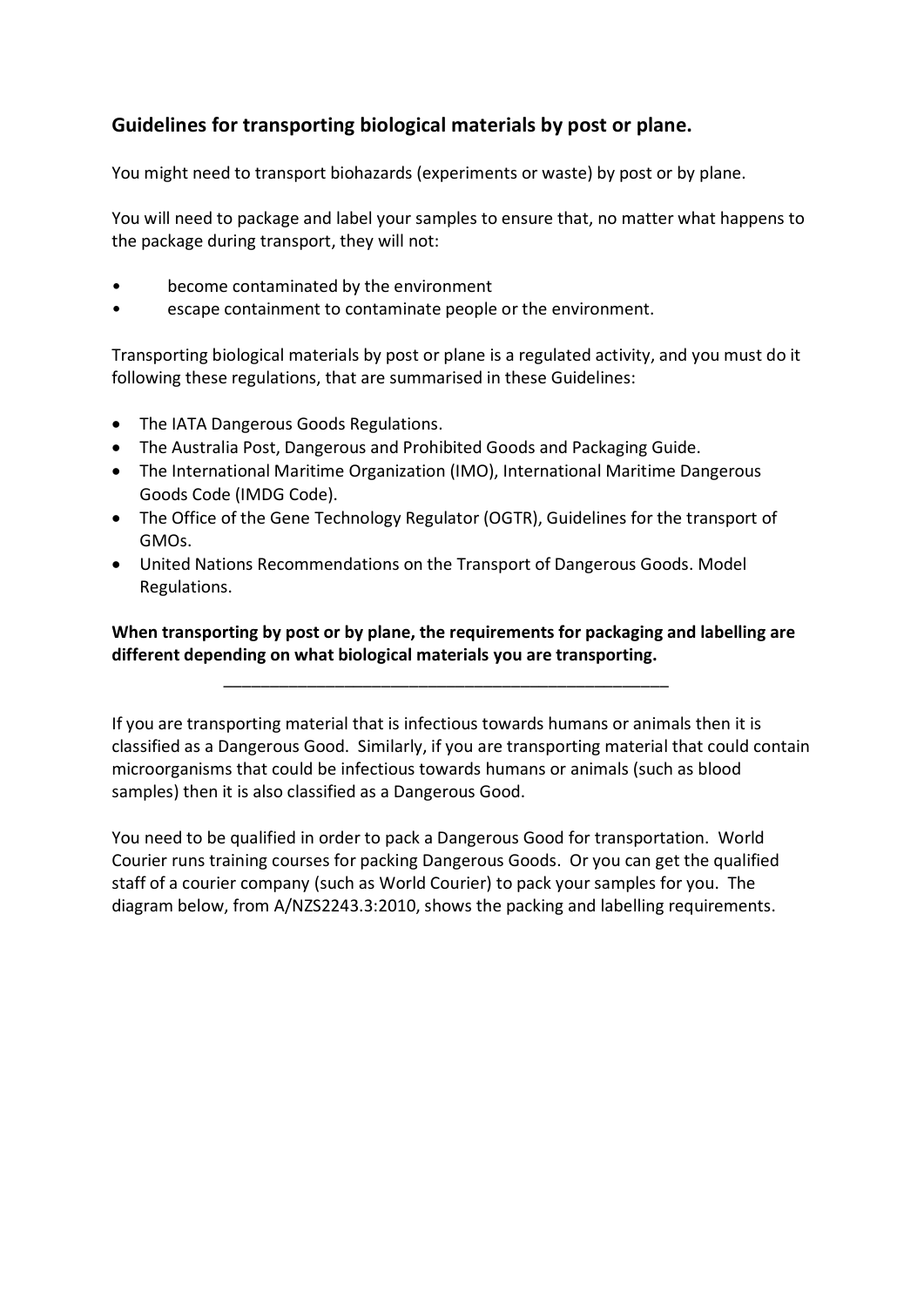## Guidelines for transporting biological materials by post or plane.

You might need to transport biohazards (experiments or waste) by post or by plane.

You will need to package and label your samples to ensure that, no matter what happens to the package during transport, they will not:

- become contaminated by the environment
- escape containment to contaminate people or the environment.

Transporting biological materials by post or plane is a regulated activity, and you must do it following these regulations, that are summarised in these Guidelines:

- The IATA Dangerous Goods Regulations.
- The Australia Post, Dangerous and Prohibited Goods and Packaging Guide.
- The International Maritime Organization (IMO), International Maritime Dangerous Goods Code (IMDG Code).
- The Office of the Gene Technology Regulator (OGTR), Guidelines for the transport of GMOs.
- United Nations Recommendations on the Transport of Dangerous Goods. Model Regulations.

**When transporting by post or by plane, the requirements for packaging and labelling are different depending on what biological materials you are transporting.**

---

If you are transporting material that is infectious towards humans or animals then it is classified as a Dangerous Good. Similarly, if you are transporting material that could contain microorganisms that could be infectious towards humans or animals (such as blood samples) then it is also classified as a Dangerous Good.

You need to be qualified in order to pack a Dangerous Good for transportation. World Courier runs training courses for packing Dangerous Goods. Or you can get the qualified staff of a courier company (such as World Courier) to pack your samples for you. The diagram below, from A/NZS2243.3:2010, shows the packing and labelling requirements.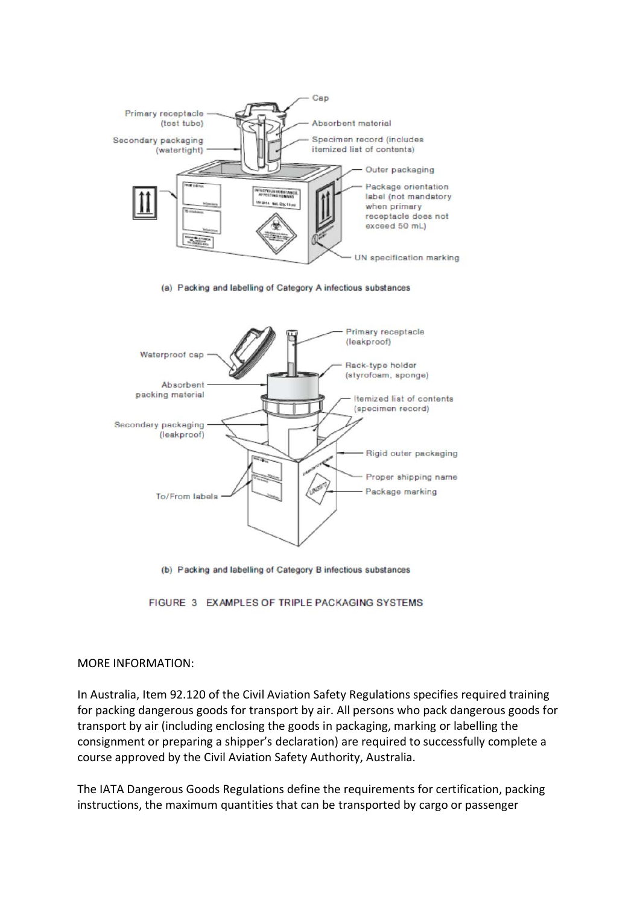(a) Packing and labelling of Category A infectious substances

(b) Packing and labelling of Category B infectious substances

FIGURE 3 EXAMPLES OF TRIPLE PACKAGING SYSTEMS

MORE INFORMATION:

In Australia, Item 92.120 of the Civil Aviation Safety Regulations specifies required training for packing dangerous goods for transport by air. All persons who pack dangerous goods for transport by air (including enclosing the goods in packaging, marking or labelling the consignment or preparing a shipper's declaration) are required to successfully complete a course approved by the Civil Aviation Safety Authority, Australia.

The IATA Dangerous Goods Regulations define the requirements for certification, packing instructions, the maximum quantities that can be transported by cargo or passenger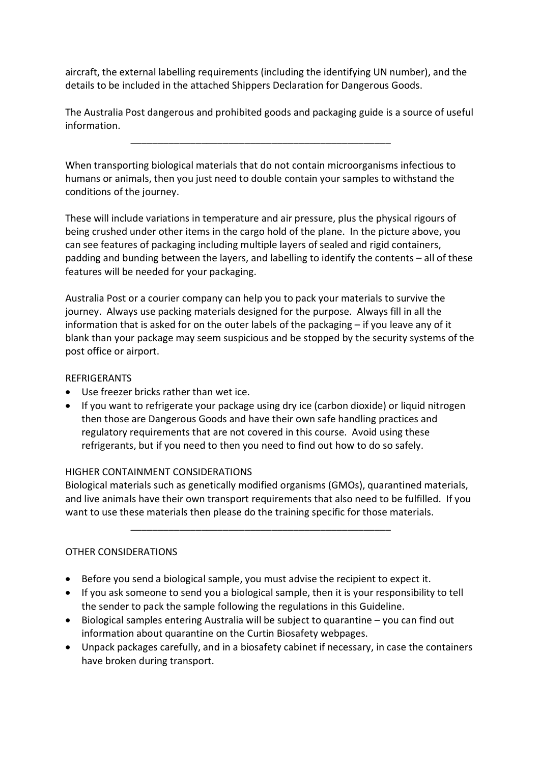aircraft, the external labelling requirements (including the identifying UN number), and the details to be included in the attached Shippers Declaration for Dangerous Goods.

The Australia Post dangerous and prohibited goods and packaging guide is a source of useful information.

---

When transporting biological materials that do not contain microorganisms infectious to humans or animals, then you just need to double contain your samples to withstand the conditions of the journey.

These will include variations in temperature and air pressure, plus the physical rigours of being crushed under other items in the cargo hold of the plane. In the picture above, you can see features of packaging including multiple layers of sealed and rigid containers, padding and bunding between the layers, and labelling to identify the contents – all of these features will be needed for your packaging.

Australia Post or a courier company can help you to pack your materials to survive the journey. Always use packing materials designed for the purpose. Always fill in all the information that is asked for on the outer labels of the packaging – if you leave any of it blank than your package may seem suspicious and be stopped by the security systems of the post office or airport.

REFRIGERANTS

- Use freezer bricks rather than wet ice.
- If you want to refrigerate your package using dry ice (carbon dioxide) or liquid nitrogen then those are Dangerous Goods and have their own safe handling practices and regulatory requirements that are not covered in this course. Avoid using these refrigerants, but if you need to then you need to find out how to do so safely.

HIGHER CONTAINMENT CONSIDERATIONS

Biological materials such as genetically modified organisms (GMOs), quarantined materials, and live animals have their own transport requirements that also need to be fulfilled. If you want to use these materials then please do the training specific for those materials.

---

OTHER CONSIDERATIONS

- Before you send a biological sample, you must advise the recipient to expect it.
- If you ask someone to send you a biological sample, then it is your responsibility to tell the sender to pack the sample following the regulations in this Guideline.
- Biological samples entering Australia will be subject to quarantine – you can find out information about quarantine on the Curtin Biosafety webpages.
- Unpack packages carefully, and in a biosafety cabinet if necessary, in case the containers have broken during transport.